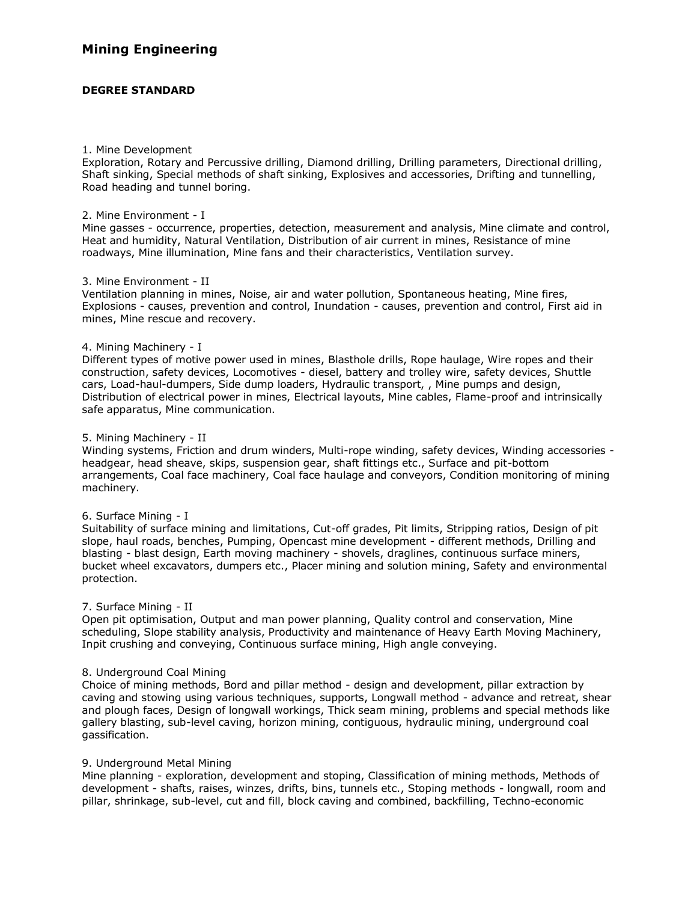# Mining Engineering

**DEGREE STANDARD**

1. Mine Development
Exploration, Rotary and Percussive drilling, Diamond drilling, Drilling parameters, Directional drilling, Shaft sinking, Special methods of shaft sinking, Explosives and accessories, Drifting and tunnelling, Road heading and tunnel boring.

2. Mine Environment - I
Mine gasses - occurrence, properties, detection, measurement and analysis, Mine climate and control, Heat and humidity, Natural Ventilation, Distribution of air current in mines, Resistance of mine roadways, Mine illumination, Mine fans and their characteristics, Ventilation survey.

3. Mine Environment - II
Ventilation planning in mines, Noise, air and water pollution, Spontaneous heating, Mine fires, Explosions - causes, prevention and control, Inundation - causes, prevention and control, First aid in mines, Mine rescue and recovery.

4. Mining Machinery - I
Different types of motive power used in mines, Blasthole drills, Rope haulage, Wire ropes and their construction, safety devices, Locomotives - diesel, battery and trolley wire, safety devices, Shuttle cars, Load-haul-dumpers, Side dump loaders, Hydraulic transport, , Mine pumps and design, Distribution of electrical power in mines, Electrical layouts, Mine cables, Flame-proof and intrinsically safe apparatus, Mine communication.

5. Mining Machinery - II
Winding systems, Friction and drum winders, Multi-rope winding, safety devices, Winding accessories - headgear, head sheave, skips, suspension gear, shaft fittings etc., Surface and pit-bottom arrangements, Coal face machinery, Coal face haulage and conveyors, Condition monitoring of mining machinery.

6. Surface Mining - I
Suitability of surface mining and limitations, Cut-off grades, Pit limits, Stripping ratios, Design of pit slope, haul roads, benches, Pumping, Opencast mine development - different methods, Drilling and blasting - blast design, Earth moving machinery - shovels, draglines, continuous surface miners, bucket wheel excavators, dumpers etc., Placer mining and solution mining, Safety and environmental protection.

7. Surface Mining - II
Open pit optimisation, Output and man power planning, Quality control and conservation, Mine scheduling, Slope stability analysis, Productivity and maintenance of Heavy Earth Moving Machinery, Inpit crushing and conveying, Continuous surface mining, High angle conveying.

8. Underground Coal Mining
Choice of mining methods, Bord and pillar method - design and development, pillar extraction by caving and stowing using various techniques, supports, Longwall method - advance and retreat, shear and plough faces, Design of longwall workings, Thick seam mining, problems and special methods like gallery blasting, sub-level caving, horizon mining, contiguous, hydraulic mining, underground coal gassification.

9. Underground Metal Mining
Mine planning - exploration, development and stoping, Classification of mining methods, Methods of development - shafts, raises, winzes, drifts, bins, tunnels etc., Stoping methods - longwall, room and pillar, shrinkage, sub-level, cut and fill, block caving and combined, backfilling, Techno-economic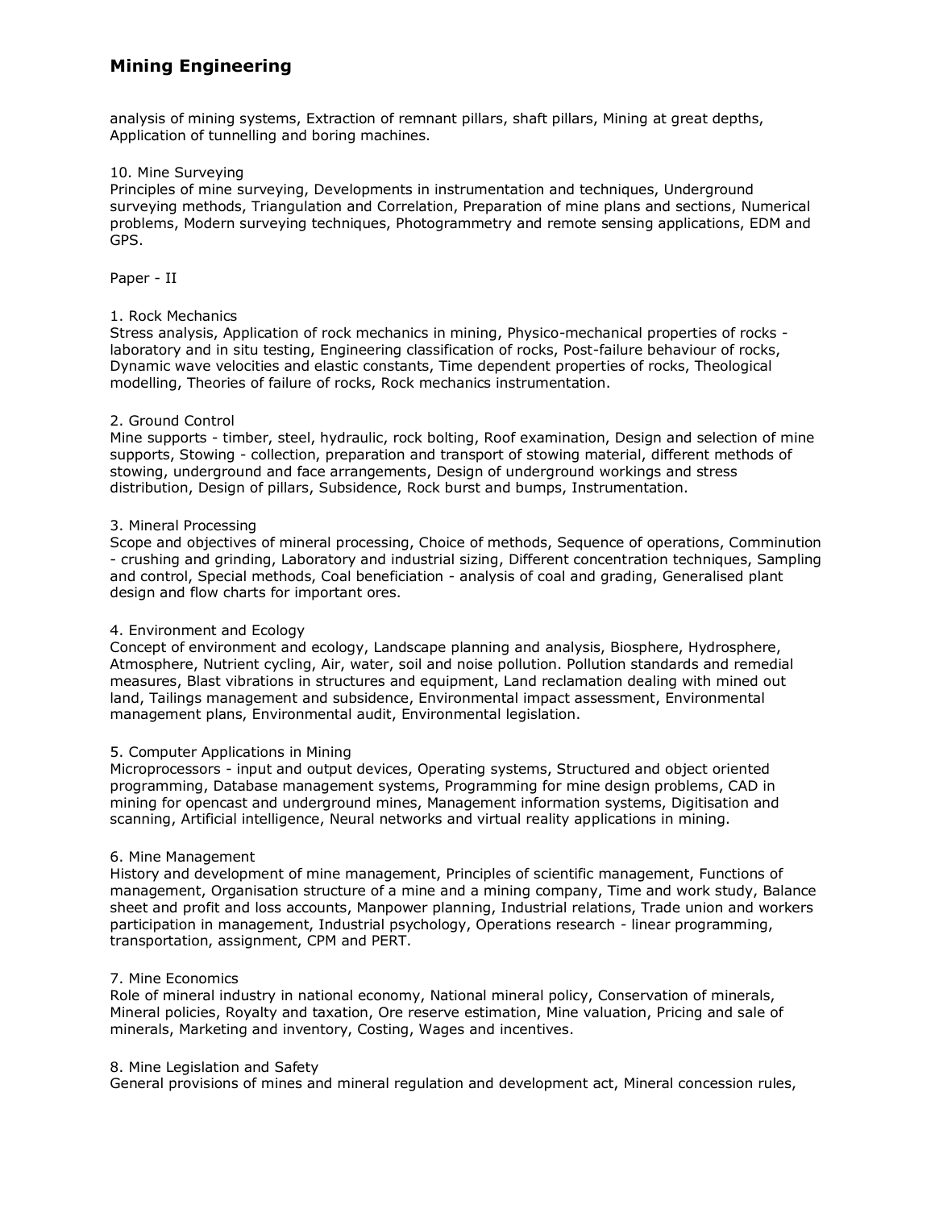analysis of mining systems, Extraction of remnant pillars, shaft pillars, Mining at great depths, Application of tunnelling and boring machines.

10. Mine Surveying
Principles of mine surveying, Developments in instrumentation and techniques, Underground surveying methods, Triangulation and Correlation, Preparation of mine plans and sections, Numerical problems, Modern surveying techniques, Photogrammetry and remote sensing applications, EDM and GPS.

Paper - II

1. Rock Mechanics
Stress analysis, Application of rock mechanics in mining, Physico-mechanical properties of rocks - laboratory and in situ testing, Engineering classification of rocks, Post-failure behaviour of rocks, Dynamic wave velocities and elastic constants, Time dependent properties of rocks, Theological modelling, Theories of failure of rocks, Rock mechanics instrumentation.

2. Ground Control
Mine supports - timber, steel, hydraulic, rock bolting, Roof examination, Design and selection of mine supports, Stowing - collection, preparation and transport of stowing material, different methods of stowing, underground and face arrangements, Design of underground workings and stress distribution, Design of pillars, Subsidence, Rock burst and bumps, Instrumentation.

3. Mineral Processing
Scope and objectives of mineral processing, Choice of methods, Sequence of operations, Comminution - crushing and grinding, Laboratory and industrial sizing, Different concentration techniques, Sampling and control, Special methods, Coal beneficiation - analysis of coal and grading, Generalised plant design and flow charts for important ores.

4. Environment and Ecology
Concept of environment and ecology, Landscape planning and analysis, Biosphere, Hydrosphere, Atmosphere, Nutrient cycling, Air, water, soil and noise pollution. Pollution standards and remedial measures, Blast vibrations in structures and equipment, Land reclamation dealing with mined out land, Tailings management and subsidence, Environmental impact assessment, Environmental management plans, Environmental audit, Environmental legislation.

5. Computer Applications in Mining
Microprocessors - input and output devices, Operating systems, Structured and object oriented programming, Database management systems, Programming for mine design problems, CAD in mining for opencast and underground mines, Management information systems, Digitisation and scanning, Artificial intelligence, Neural networks and virtual reality applications in mining.

6. Mine Management
History and development of mine management, Principles of scientific management, Functions of management, Organisation structure of a mine and a mining company, Time and work study, Balance sheet and profit and loss accounts, Manpower planning, Industrial relations, Trade union and workers participation in management, Industrial psychology, Operations research - linear programming, transportation, assignment, CPM and PERT.

7. Mine Economics
Role of mineral industry in national economy, National mineral policy, Conservation of minerals, Mineral policies, Royalty and taxation, Ore reserve estimation, Mine valuation, Pricing and sale of minerals, Marketing and inventory, Costing, Wages and incentives.

8. Mine Legislation and Safety
General provisions of mines and mineral regulation and development act, Mineral concession rules,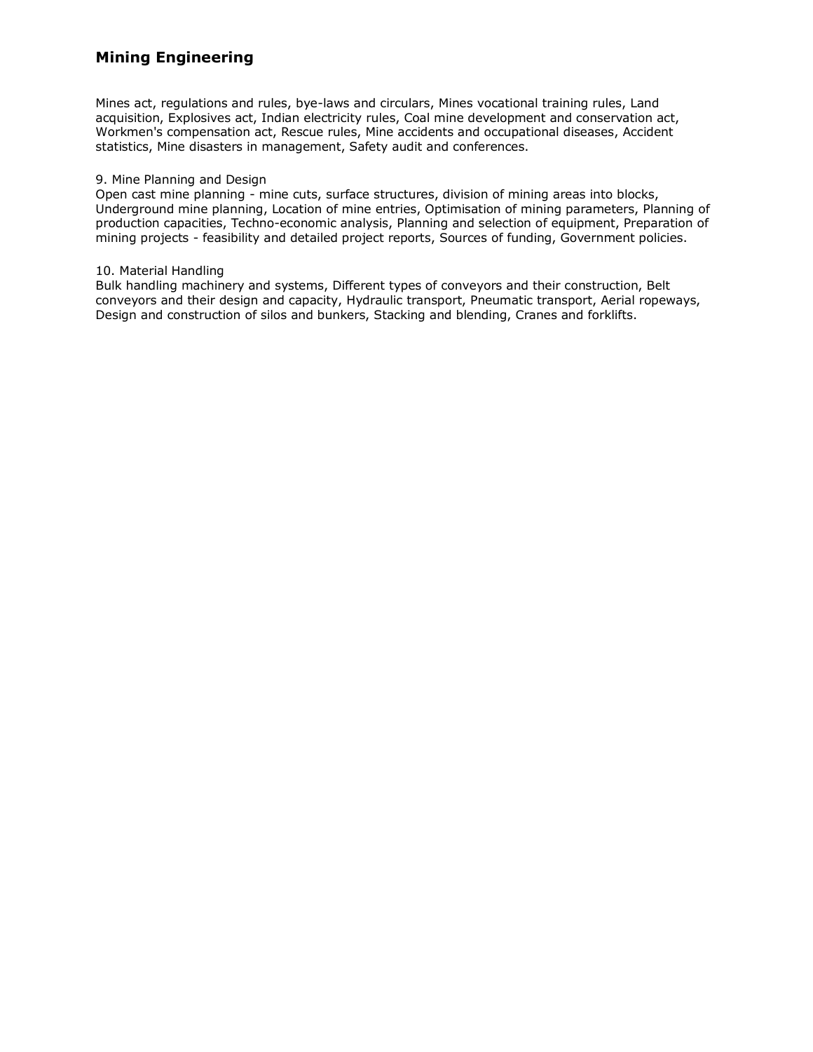## Mining Engineering

Mines act, regulations and rules, bye-laws and circulars, Mines vocational training rules, Land acquisition, Explosives act, Indian electricity rules, Coal mine development and conservation act, Workmen's compensation act, Rescue rules, Mine accidents and occupational diseases, Accident statistics, Mine disasters in management, Safety audit and conferences.

9. Mine Planning and Design
Open cast mine planning - mine cuts, surface structures, division of mining areas into blocks, Underground mine planning, Location of mine entries, Optimisation of mining parameters, Planning of production capacities, Techno-economic analysis, Planning and selection of equipment, Preparation of mining projects - feasibility and detailed project reports, Sources of funding, Government policies.

10. Material Handling
Bulk handling machinery and systems, Different types of conveyors and their construction, Belt conveyors and their design and capacity, Hydraulic transport, Pneumatic transport, Aerial ropeways, Design and construction of silos and bunkers, Stacking and blending, Cranes and forklifts.